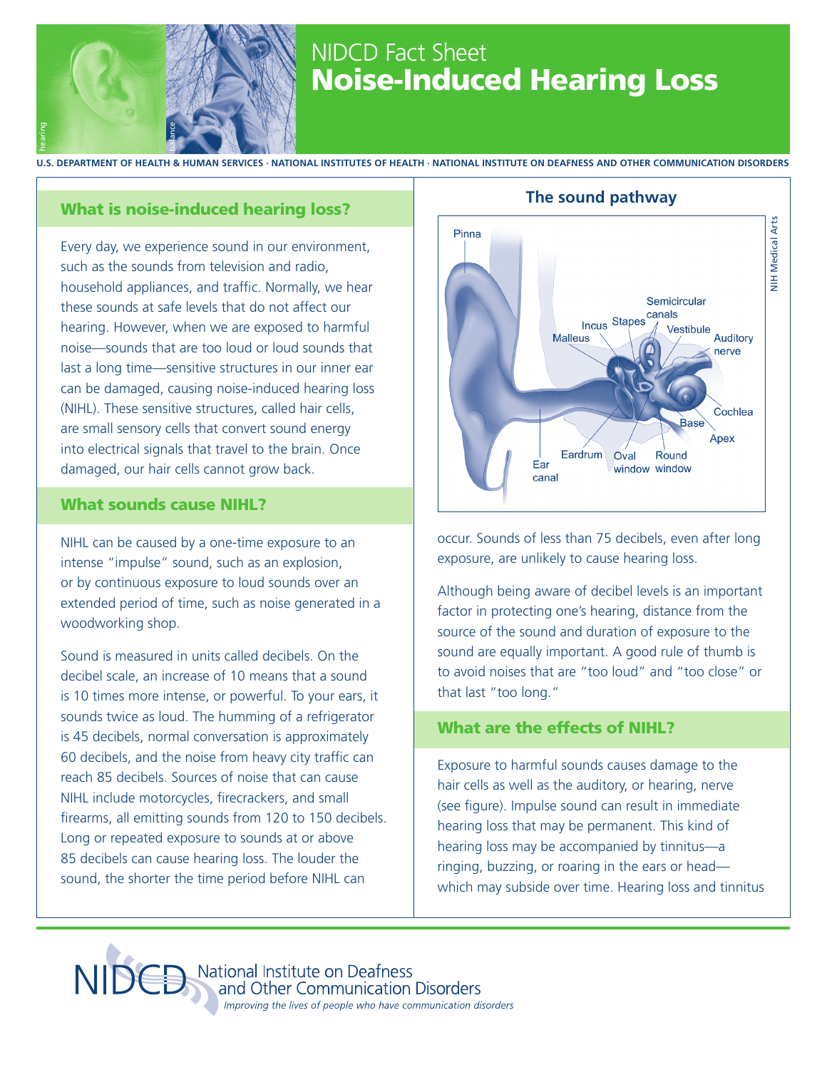NIDCD Fact Sheet

# Noise-Induced Hearing Loss

U.S. DEPARTMENT OF HEALTH & HUMAN SERVICES · NATIONAL INSTITUTES OF HEALTH · NATIONAL INSTITUTE ON DEAFNESS AND OTHER COMMUNICATION DISORDERS

## What is noise-induced hearing loss?

Every day, we experience sound in our environment, such as the sounds from television and radio, household appliances, and traffic. Normally, we hear these sounds at safe levels that do not affect our hearing. However, when we are exposed to harmful noise—sounds that are too loud or loud sounds that last a long time—sensitive structures in our inner ear can be damaged, causing noise-induced hearing loss (NIHL). These sensitive structures, called hair cells, are small sensory cells that convert sound energy into electrical signals that travel to the brain. Once damaged, our hair cells cannot grow back.

## What sounds cause NIHL?

NIHL can be caused by a one-time exposure to an intense "impulse" sound, such as an explosion, or by continuous exposure to loud sounds over an extended period of time, such as noise generated in a woodworking shop.

Sound is measured in units called decibels. On the decibel scale, an increase of 10 means that a sound is 10 times more intense, or powerful. To your ears, it sounds twice as loud. The humming of a refrigerator is 45 decibels, normal conversation is approximately 60 decibels, and the noise from heavy city traffic can reach 85 decibels. Sources of noise that can cause NIHL include motorcycles, firecrackers, and small firearms, all emitting sounds from 120 to 150 decibels. Long or repeated exposure to sounds at or above 85 decibels can cause hearing loss. The louder the sound, the shorter the time period before NIHL can occur. Sounds of less than 75 decibels, even after long exposure, are unlikely to cause hearing loss.

**The sound pathway**

Pinna, Ear canal, Eardrum, Malleus, Incus, Stapes, Oval window, Round window, Semicircular canals, Vestibule, Auditory nerve, Cochlea, Base, Apex

NIH Medical Arts

Although being aware of decibel levels is an important factor in protecting one's hearing, distance from the source of the sound and duration of exposure to the sound are equally important. A good rule of thumb is to avoid noises that are "too loud" and "too close" or that last "too long."

## What are the effects of NIHL?

Exposure to harmful sounds causes damage to the hair cells as well as the auditory, or hearing, nerve (see figure). Impulse sound can result in immediate hearing loss that may be permanent. This kind of hearing loss may be accompanied by tinnitus—a ringing, buzzing, or roaring in the ears or head—which may subside over time. Hearing loss and tinnitus

NIDCD National Institute on Deafness and Other Communication Disorders

*Improving the lives of people who have communication disorders*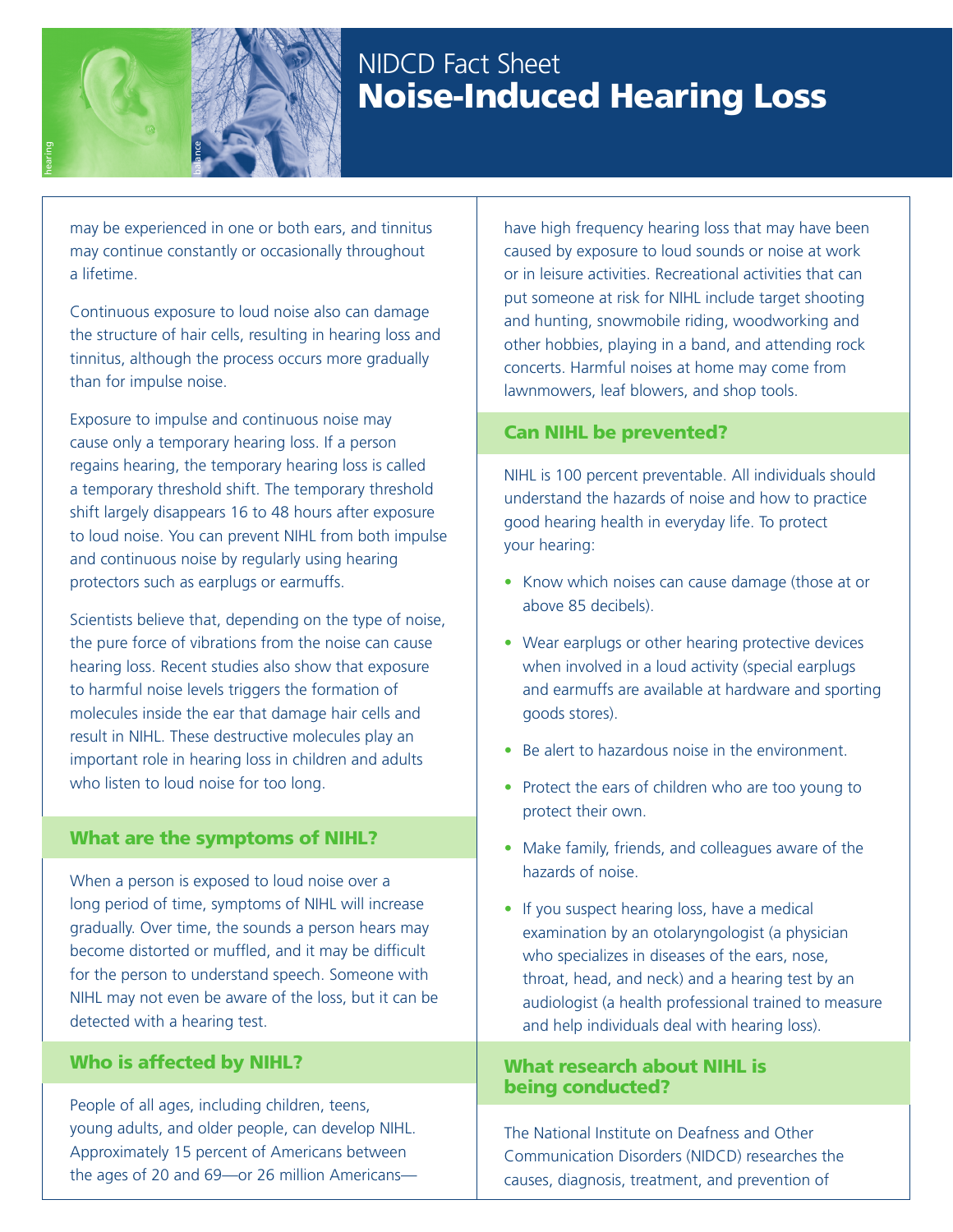may be experienced in one or both ears, and tinnitus may continue constantly or occasionally throughout a lifetime.

Continuous exposure to loud noise also can damage the structure of hair cells, resulting in hearing loss and tinnitus, although the process occurs more gradually than for impulse noise.

Exposure to impulse and continuous noise may cause only a temporary hearing loss. If a person regains hearing, the temporary hearing loss is called a temporary threshold shift. The temporary threshold shift largely disappears 16 to 48 hours after exposure to loud noise. You can prevent NIHL from both impulse and continuous noise by regularly using hearing protectors such as earplugs or earmuffs.

Scientists believe that, depending on the type of noise, the pure force of vibrations from the noise can cause hearing loss. Recent studies also show that exposure to harmful noise levels triggers the formation of molecules inside the ear that damage hair cells and result in NIHL. These destructive molecules play an important role in hearing loss in children and adults who listen to loud noise for too long.

## What are the symptoms of NIHL?

When a person is exposed to loud noise over a long period of time, symptoms of NIHL will increase gradually. Over time, the sounds a person hears may become distorted or muffled, and it may be difficult for the person to understand speech. Someone with NIHL may not even be aware of the loss, but it can be detected with a hearing test.

## Who is affected by NIHL?

People of all ages, including children, teens, young adults, and older people, can develop NIHL. Approximately 15 percent of Americans between the ages of 20 and 69—or 26 million Americans—have high frequency hearing loss that may have been caused by exposure to loud sounds or noise at work or in leisure activities. Recreational activities that can put someone at risk for NIHL include target shooting and hunting, snowmobile riding, woodworking and other hobbies, playing in a band, and attending rock concerts. Harmful noises at home may come from lawnmowers, leaf blowers, and shop tools.

## Can NIHL be prevented?

NIHL is 100 percent preventable. All individuals should understand the hazards of noise and how to practice good hearing health in everyday life. To protect your hearing:

- Know which noises can cause damage (those at or above 85 decibels).
- Wear earplugs or other hearing protective devices when involved in a loud activity (special earplugs and earmuffs are available at hardware and sporting goods stores).
- Be alert to hazardous noise in the environment.
- Protect the ears of children who are too young to protect their own.
- Make family, friends, and colleagues aware of the hazards of noise.
- If you suspect hearing loss, have a medical examination by an otolaryngologist (a physician who specializes in diseases of the ears, nose, throat, head, and neck) and a hearing test by an audiologist (a health professional trained to measure and help individuals deal with hearing loss).

## What research about NIHL is being conducted?

The National Institute on Deafness and Other Communication Disorders (NIDCD) researches the causes, diagnosis, treatment, and prevention of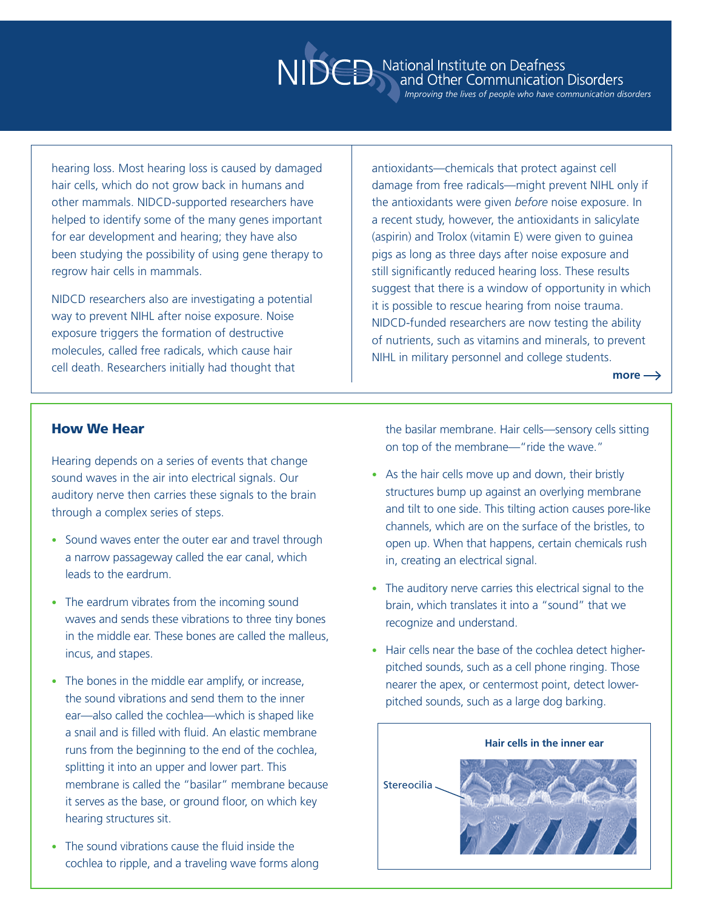hearing loss. Most hearing loss is caused by damaged hair cells, which do not grow back in humans and other mammals. NIDCD-supported researchers have helped to identify some of the many genes important for ear development and hearing; they have also been studying the possibility of using gene therapy to regrow hair cells in mammals.

NIDCD researchers also are investigating a potential way to prevent NIHL after noise exposure. Noise exposure triggers the formation of destructive molecules, called free radicals, which cause hair cell death. Researchers initially had thought that antioxidants—chemicals that protect against cell damage from free radicals—might prevent NIHL only if the antioxidants were given *before* noise exposure. In a recent study, however, the antioxidants in salicylate (aspirin) and Trolox (vitamin E) were given to guinea pigs as long as three days after noise exposure and still significantly reduced hearing loss. These results suggest that there is a window of opportunity in which it is possible to rescue hearing from noise trauma. NIDCD-funded researchers are now testing the ability of nutrients, such as vitamins and minerals, to prevent NIHL in military personnel and college students.

**more →**

## How We Hear

Hearing depends on a series of events that change sound waves in the air into electrical signals. Our auditory nerve then carries these signals to the brain through a complex series of steps.

- Sound waves enter the outer ear and travel through a narrow passageway called the ear canal, which leads to the eardrum.
- The eardrum vibrates from the incoming sound waves and sends these vibrations to three tiny bones in the middle ear. These bones are called the malleus, incus, and stapes.
- The bones in the middle ear amplify, or increase, the sound vibrations and send them to the inner ear—also called the cochlea—which is shaped like a snail and is filled with fluid. An elastic membrane runs from the beginning to the end of the cochlea, splitting it into an upper and lower part. This membrane is called the "basilar" membrane because it serves as the base, or ground floor, on which key hearing structures sit.
- The sound vibrations cause the fluid inside the cochlea to ripple, and a traveling wave forms along the basilar membrane. Hair cells—sensory cells sitting on top of the membrane—"ride the wave."
- As the hair cells move up and down, their bristly structures bump up against an overlying membrane and tilt to one side. This tilting action causes pore-like channels, which are on the surface of the bristles, to open up. When that happens, certain chemicals rush in, creating an electrical signal.
- The auditory nerve carries this electrical signal to the brain, which translates it into a "sound" that we recognize and understand.
- Hair cells near the base of the cochlea detect higher-pitched sounds, such as a cell phone ringing. Those nearer the apex, or centermost point, detect lower-pitched sounds, such as a large dog barking.

**Hair cells in the inner ear**

Stereocilia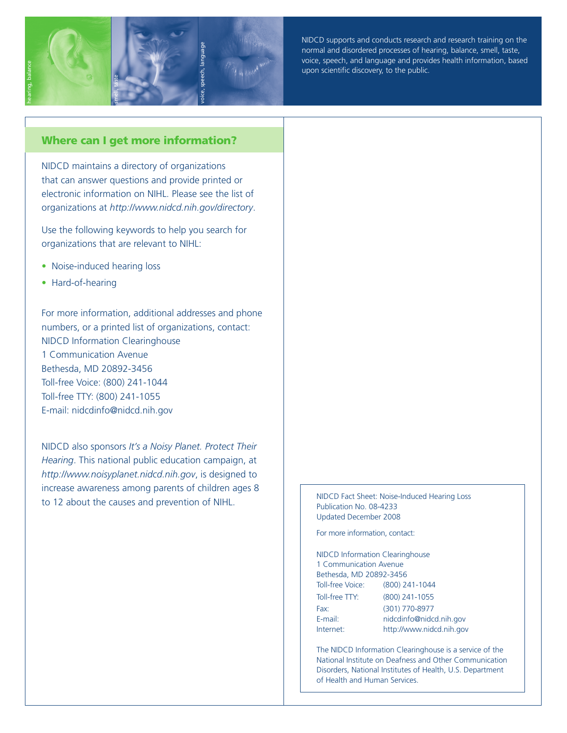hearing, balance

smell, taste

voice, speech, language

NIDCD supports and conducts research and research training on the normal and disordered processes of hearing, balance, smell, taste, voice, speech, and language and provides health information, based upon scientific discovery, to the public.

## Where can I get more information?

NIDCD maintains a directory of organizations that can answer questions and provide printed or electronic information on NIHL. Please see the list of organizations at *http://www.nidcd.nih.gov/directory*.

Use the following keywords to help you search for organizations that are relevant to NIHL:

- Noise-induced hearing loss
- Hard-of-hearing

For more information, additional addresses and phone numbers, or a printed list of organizations, contact:
NIDCD Information Clearinghouse
1 Communication Avenue
Bethesda, MD 20892-3456
Toll-free Voice: (800) 241-1044
Toll-free TTY: (800) 241-1055
E-mail: nidcdinfo@nidcd.nih.gov

NIDCD also sponsors *It's a Noisy Planet. Protect Their Hearing*. This national public education campaign, at *http://www.noisyplanet.nidcd.nih.gov*, is designed to increase awareness among parents of children ages 8 to 12 about the causes and prevention of NIHL.

NIDCD Fact Sheet: Noise-Induced Hearing Loss
Publication No. 08-4233
Updated December 2008

For more information, contact:

NIDCD Information Clearinghouse
1 Communication Avenue
Bethesda, MD 20892-3456

| | |
|---|---|
| Toll-free Voice: | (800) 241-1044 |
| Toll-free TTY: | (800) 241-1055 |
| Fax: | (301) 770-8977 |
| E-mail: | nidcdinfo@nidcd.nih.gov |
| Internet: | http://www.nidcd.nih.gov |

The NIDCD Information Clearinghouse is a service of the National Institute on Deafness and Other Communication Disorders, National Institutes of Health, U.S. Department of Health and Human Services.